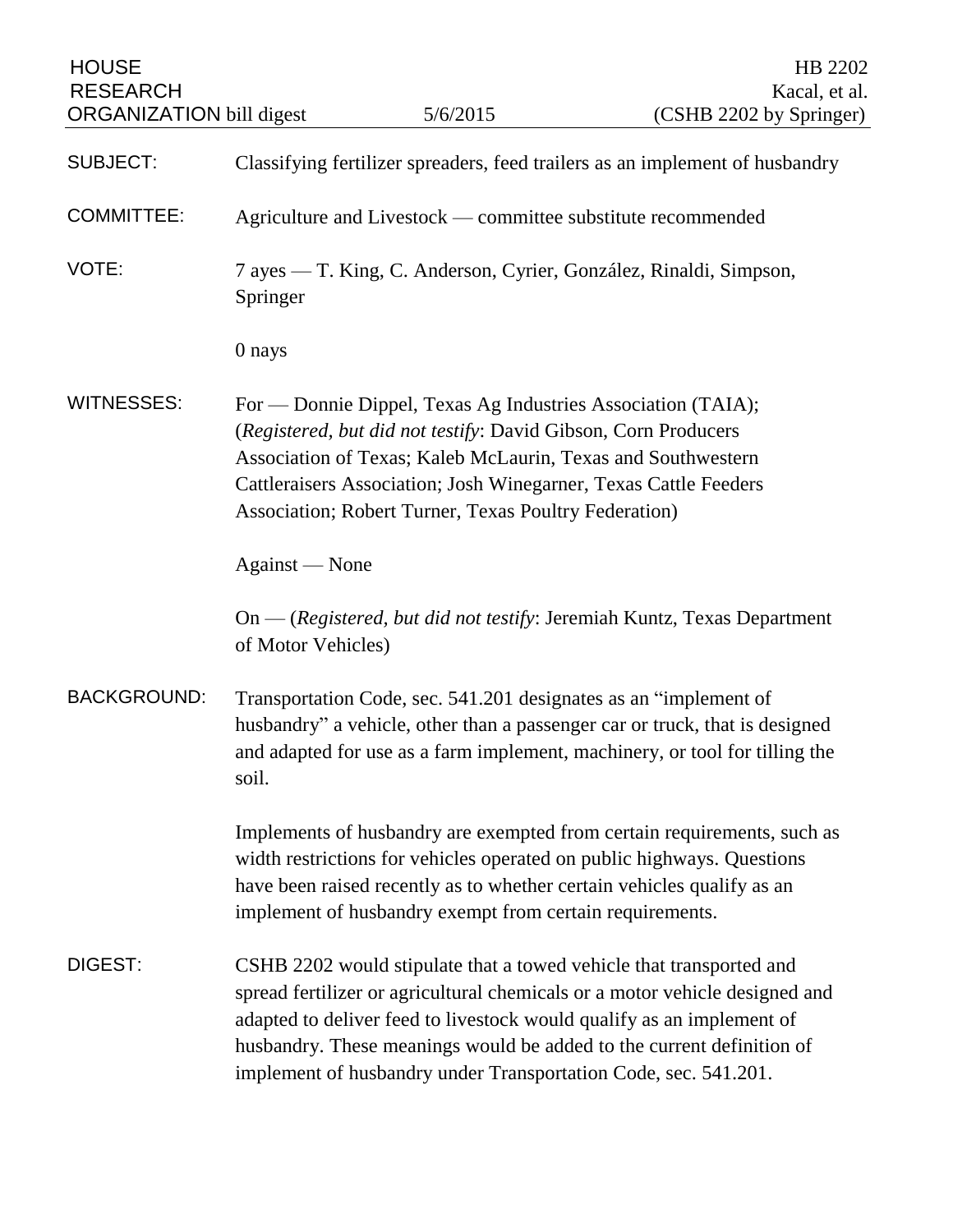HOUSE RESEARCH ORGANIZATION bill digest — 5/6/2015 — HB 2202 Kacal, et al. (CSHB 2202 by Springer)

**SUBJECT:** Classifying fertilizer spreaders, feed trailers as an implement of husbandry

**COMMITTEE:** Agriculture and Livestock — committee substitute recommended

**VOTE:** 7 ayes — T. King, C. Anderson, Cyrier, González, Rinaldi, Simpson, Springer

0 nays

**WITNESSES:** For — Donnie Dippel, Texas Ag Industries Association (TAIA); (*Registered, but did not testify*: David Gibson, Corn Producers Association of Texas; Kaleb McLaurin, Texas and Southwestern Cattleraisers Association; Josh Winegarner, Texas Cattle Feeders Association; Robert Turner, Texas Poultry Federation)

Against — None

On — (*Registered, but did not testify*: Jeremiah Kuntz, Texas Department of Motor Vehicles)

**BACKGROUND:** Transportation Code, sec. 541.201 designates as an "implement of husbandry" a vehicle, other than a passenger car or truck, that is designed and adapted for use as a farm implement, machinery, or tool for tilling the soil.

Implements of husbandry are exempted from certain requirements, such as width restrictions for vehicles operated on public highways. Questions have been raised recently as to whether certain vehicles qualify as an implement of husbandry exempt from certain requirements.

**DIGEST:** CSHB 2202 would stipulate that a towed vehicle that transported and spread fertilizer or agricultural chemicals or a motor vehicle designed and adapted to deliver feed to livestock would qualify as an implement of husbandry. These meanings would be added to the current definition of implement of husbandry under Transportation Code, sec. 541.201.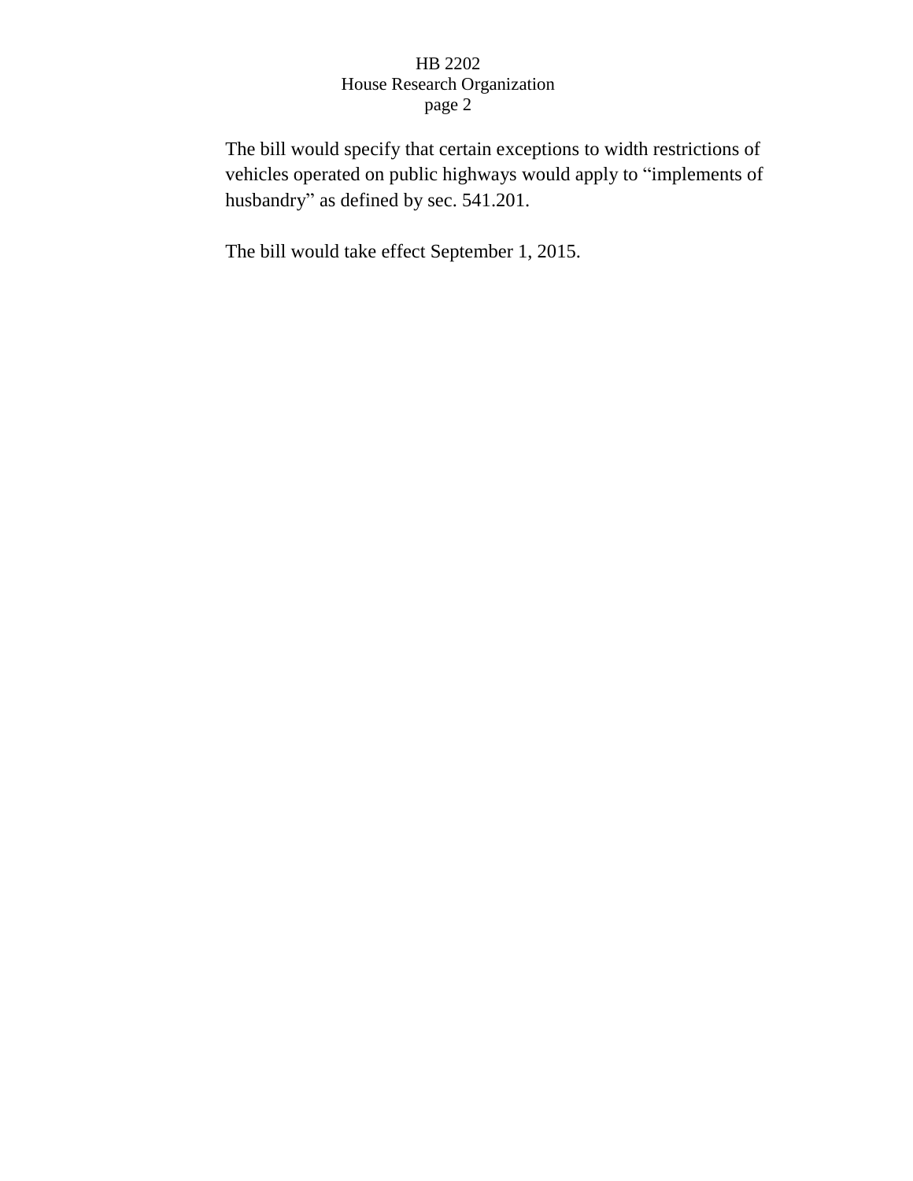The bill would specify that certain exceptions to width restrictions of vehicles operated on public highways would apply to "implements of husbandry" as defined by sec. 541.201.

The bill would take effect September 1, 2015.